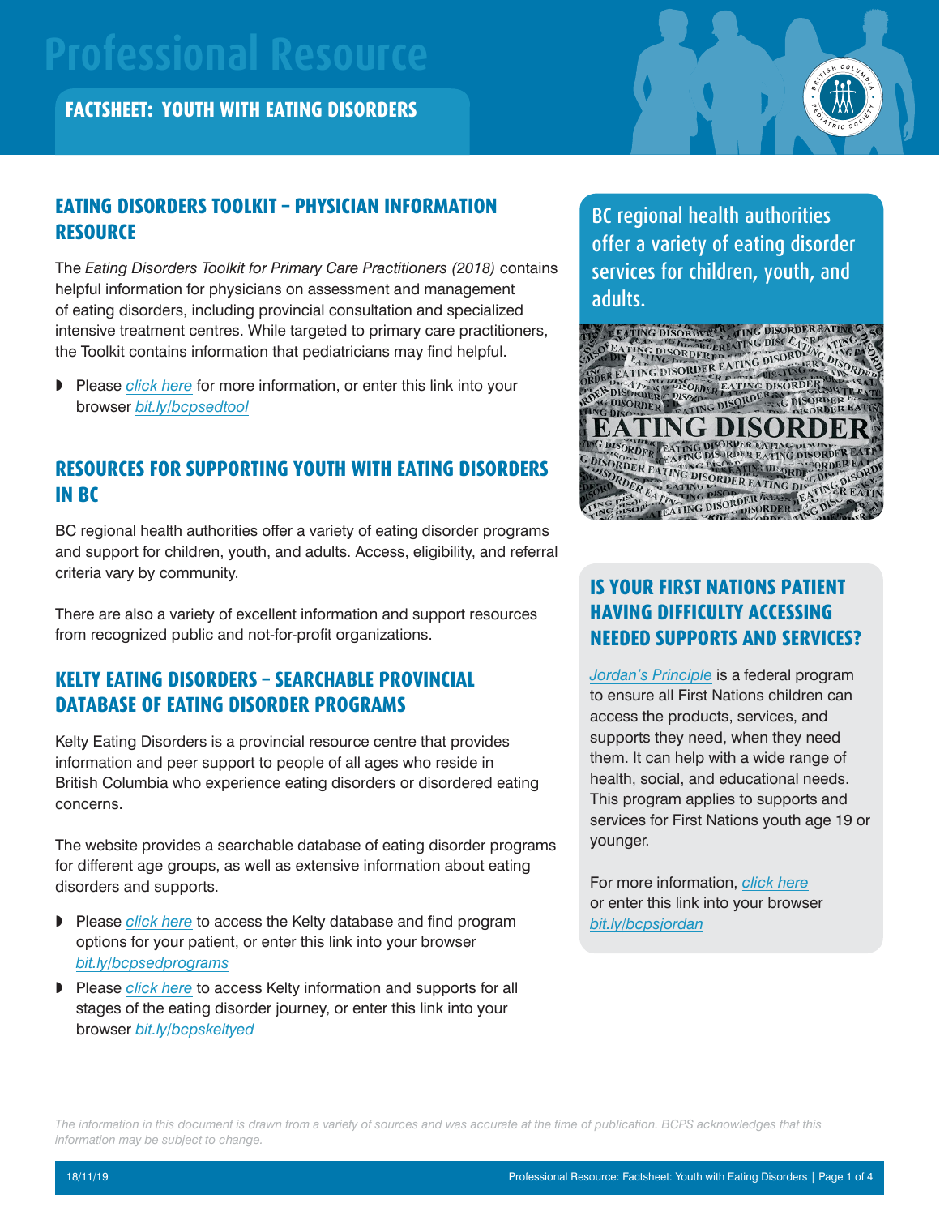# Professional Resource

## FACTSHEET: YOUTH WITH EATING DISORDERS

## EATING DISORDERS TOOLKIT – PHYSICIAN INFORMATION RESOURCE

The *Eating Disorders Toolkit for Primary Care Practitioners (2018)* contains helpful information for physicians on assessment and management of eating disorders, including provincial consultation and specialized intensive treatment centres. While targeted to primary care practitioners, the Toolkit contains information that pediatricians may find helpful.

- Please *click here* for more information, or enter this link into your browser *bit.ly/bcpsedtool*

## RESOURCES FOR SUPPORTING YOUTH WITH EATING DISORDERS IN BC

BC regional health authorities offer a variety of eating disorder programs and support for children, youth, and adults. Access, eligibility, and referral criteria vary by community.

There are also a variety of excellent information and support resources from recognized public and not-for-profit organizations.

## KELTY EATING DISORDERS – SEARCHABLE PROVINCIAL DATABASE OF EATING DISORDER PROGRAMS

Kelty Eating Disorders is a provincial resource centre that provides information and peer support to people of all ages who reside in British Columbia who experience eating disorders or disordered eating concerns.

The website provides a searchable database of eating disorder programs for different age groups, as well as extensive information about eating disorders and supports.

- Please *click here* to access the Kelty database and find program options for your patient, or enter this link into your browser *bit.ly/bcpsedprograms*
- Please *click here* to access Kelty information and supports for all stages of the eating disorder journey, or enter this link into your browser *bit.ly/bcpskeltyed*

BC regional health authorities offer a variety of eating disorder services for children, youth, and adults.

## IS YOUR FIRST NATIONS PATIENT HAVING DIFFICULTY ACCESSING NEEDED SUPPORTS AND SERVICES?

*Jordan's Principle* is a federal program to ensure all First Nations children can access the products, services, and supports they need, when they need them. It can help with a wide range of health, social, and educational needs. This program applies to supports and services for First Nations youth age 19 or younger.

For more information, *click here* or enter this link into your browser *bit.ly/bcpsjordan*

*The information in this document is drawn from a variety of sources and was accurate at the time of publication. BCPS acknowledges that this information may be subject to change.*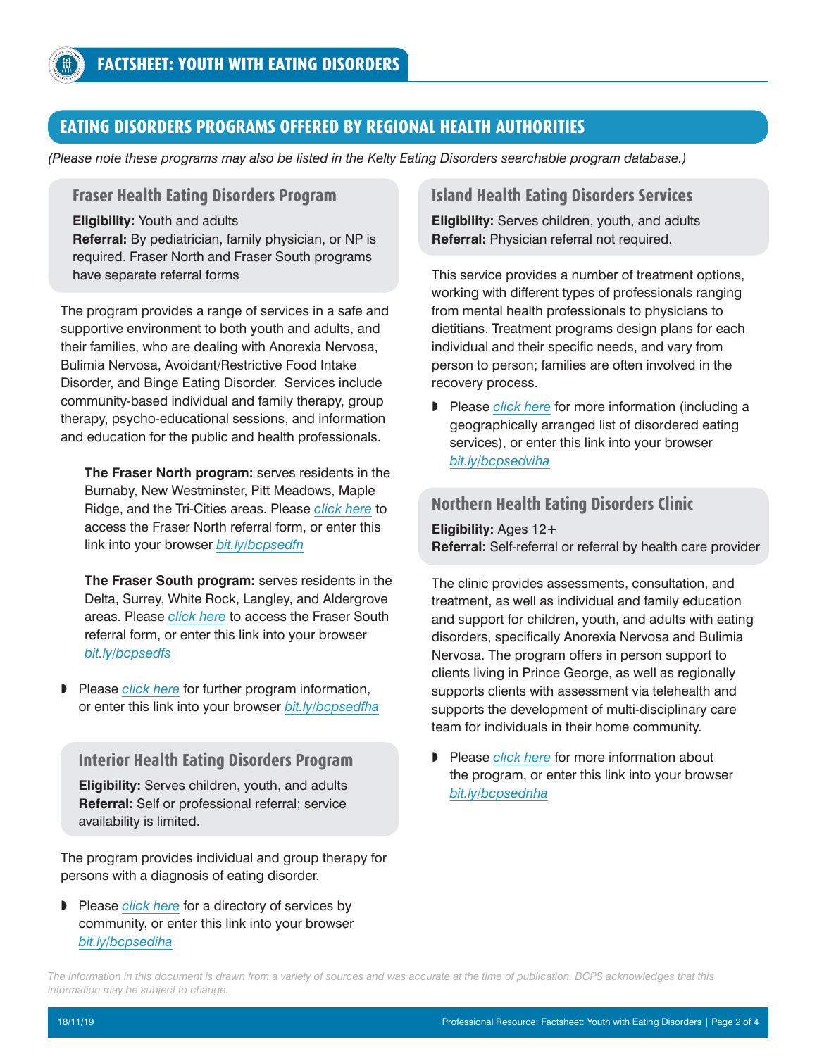## EATING DISORDERS PROGRAMS OFFERED BY REGIONAL HEALTH AUTHORITIES

*(Please note these programs may also be listed in the Kelty Eating Disorders searchable program database.)*

### Fraser Health Eating Disorders Program

**Eligibility:** Youth and adults
**Referral:** By pediatrician, family physician, or NP is required. Fraser North and Fraser South programs have separate referral forms

The program provides a range of services in a safe and supportive environment to both youth and adults, and their families, who are dealing with Anorexia Nervosa, Bulimia Nervosa, Avoidant/Restrictive Food Intake Disorder, and Binge Eating Disorder. Services include community-based individual and family therapy, group therapy, psycho-educational sessions, and information and education for the public and health professionals.

**The Fraser North program:** serves residents in the Burnaby, New Westminster, Pitt Meadows, Maple Ridge, and the Tri-Cities areas. Please *click here* to access the Fraser North referral form, or enter this link into your browser *bit.ly/bcpsedfn*

**The Fraser South program:** serves residents in the Delta, Surrey, White Rock, Langley, and Aldergrove areas. Please *click here* to access the Fraser South referral form, or enter this link into your browser *bit.ly/bcpsedfs*

- Please *click here* for further program information, or enter this link into your browser *bit.ly/bcpsedfha*

### Interior Health Eating Disorders Program

**Eligibility:** Serves children, youth, and adults
**Referral:** Self or professional referral; service availability is limited.

The program provides individual and group therapy for persons with a diagnosis of eating disorder.

- Please *click here* for a directory of services by community, or enter this link into your browser *bit.ly/bcpsediha*

### Island Health Eating Disorders Services

**Eligibility:** Serves children, youth, and adults
**Referral:** Physician referral not required.

This service provides a number of treatment options, working with different types of professionals ranging from mental health professionals to physicians to dietitians. Treatment programs design plans for each individual and their specific needs, and vary from person to person; families are often involved in the recovery process.

- Please *click here* for more information (including a geographically arranged list of disordered eating services), or enter this link into your browser *bit.ly/bcpsedviha*

### Northern Health Eating Disorders Clinic

**Eligibility:** Ages 12+
**Referral:** Self-referral or referral by health care provider

The clinic provides assessments, consultation, and treatment, as well as individual and family education and support for children, youth, and adults with eating disorders, specifically Anorexia Nervosa and Bulimia Nervosa. The program offers in person support to clients living in Prince George, as well as regionally supports clients with assessment via telehealth and supports the development of multi-disciplinary care team for individuals in their home community.

- Please *click here* for more information about the program, or enter this link into your browser *bit.ly/bcpsednha*

*The information in this document is drawn from a variety of sources and was accurate at the time of publication. BCPS acknowledges that this information may be subject to change.*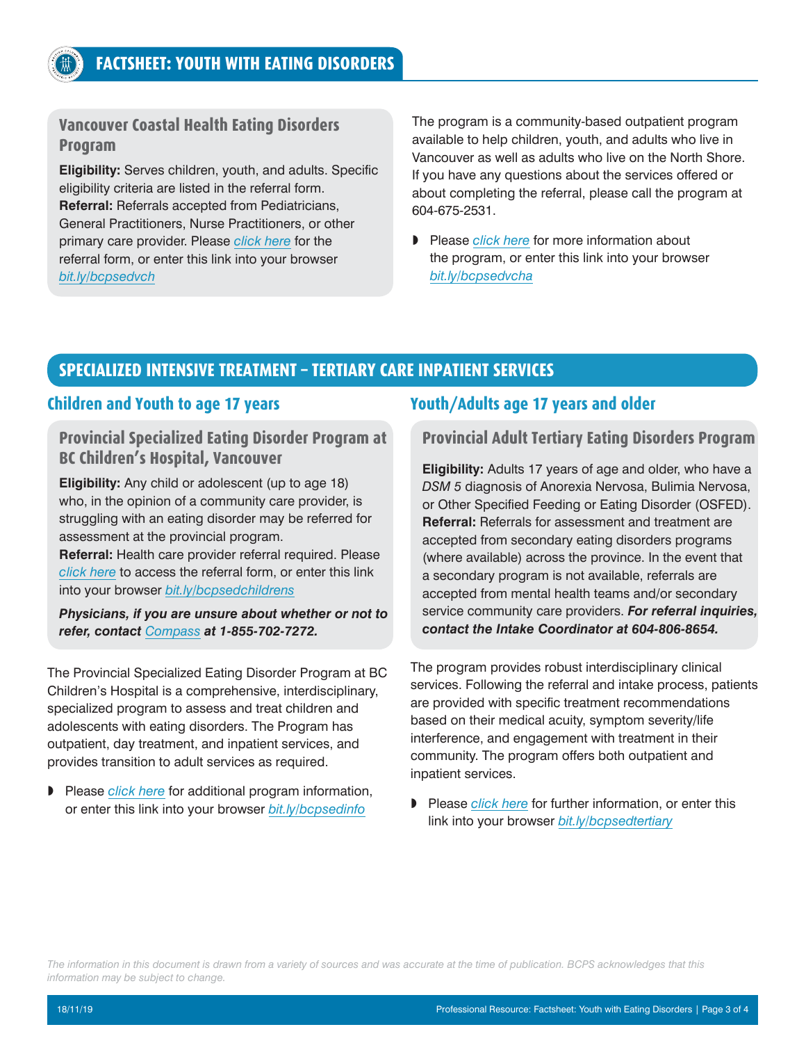### Vancouver Coastal Health Eating Disorders Program

**Eligibility:** Serves children, youth, and adults. Specific eligibility criteria are listed in the referral form.
**Referral:** Referrals accepted from Pediatricians, General Practitioners, Nurse Practitioners, or other primary care provider. Please *click here* for the referral form, or enter this link into your browser *bit.ly/bcpsedvch*

The program is a community-based outpatient program available to help children, youth, and adults who live in Vancouver as well as adults who live on the North Shore. If you have any questions about the services offered or about completing the referral, please call the program at 604-675-2531.

- Please *click here* for more information about the program, or enter this link into your browser *bit.ly/bcpsedvcha*

## SPECIALIZED INTENSIVE TREATMENT – TERTIARY CARE INPATIENT SERVICES

### Children and Youth to age 17 years

#### Provincial Specialized Eating Disorder Program at BC Children's Hospital, Vancouver

**Eligibility:** Any child or adolescent (up to age 18) who, in the opinion of a community care provider, is struggling with an eating disorder may be referred for assessment at the provincial program.
**Referral:** Health care provider referral required. Please *click here* to access the referral form, or enter this link into your browser *bit.ly/bcpsedchildrens*

***Physicians, if you are unsure about whether or not to refer, contact Compass at 1-855-702-7272.***

The Provincial Specialized Eating Disorder Program at BC Children's Hospital is a comprehensive, interdisciplinary, specialized program to assess and treat children and adolescents with eating disorders. The Program has outpatient, day treatment, and inpatient services, and provides transition to adult services as required.

- Please *click here* for additional program information, or enter this link into your browser *bit.ly/bcpsedinfo*

### Youth/Adults age 17 years and older

#### Provincial Adult Tertiary Eating Disorders Program

**Eligibility:** Adults 17 years of age and older, who have a *DSM 5* diagnosis of Anorexia Nervosa, Bulimia Nervosa, or Other Specified Feeding or Eating Disorder (OSFED).
**Referral:** Referrals for assessment and treatment are accepted from secondary eating disorders programs (where available) across the province. In the event that a secondary program is not available, referrals are accepted from mental health teams and/or secondary service community care providers. ***For referral inquiries, contact the Intake Coordinator at 604-806-8654.***

The program provides robust interdisciplinary clinical services. Following the referral and intake process, patients are provided with specific treatment recommendations based on their medical acuity, symptom severity/life interference, and engagement with treatment in their community. The program offers both outpatient and inpatient services.

- Please *click here* for further information, or enter this link into your browser *bit.ly/bcpsedtertiary*

*The information in this document is drawn from a variety of sources and was accurate at the time of publication. BCPS acknowledges that this information may be subject to change.*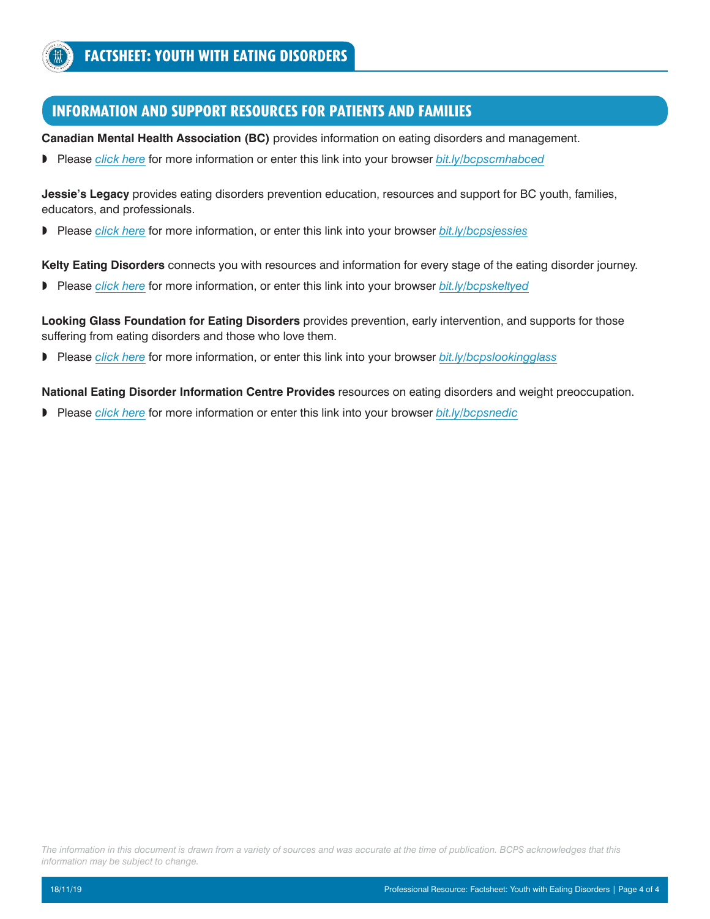## INFORMATION AND SUPPORT RESOURCES FOR PATIENTS AND FAMILIES

**Canadian Mental Health Association (BC)** provides information on eating disorders and management.

- Please *click here* for more information or enter this link into your browser *bit.ly/bcpscmhabced*

**Jessie's Legacy** provides eating disorders prevention education, resources and support for BC youth, families, educators, and professionals.

- Please *click here* for more information, or enter this link into your browser *bit.ly/bcpsjessies*

**Kelty Eating Disorders** connects you with resources and information for every stage of the eating disorder journey.

- Please *click here* for more information, or enter this link into your browser *bit.ly/bcpskeltyed*

**Looking Glass Foundation for Eating Disorders** provides prevention, early intervention, and supports for those suffering from eating disorders and those who love them.

- Please *click here* for more information, or enter this link into your browser *bit.ly/bcpslookingglass*

**National Eating Disorder Information Centre Provides** resources on eating disorders and weight preoccupation.

- Please *click here* for more information or enter this link into your browser *bit.ly/bcpsnedic*

*The information in this document is drawn from a variety of sources and was accurate at the time of publication. BCPS acknowledges that this information may be subject to change.*